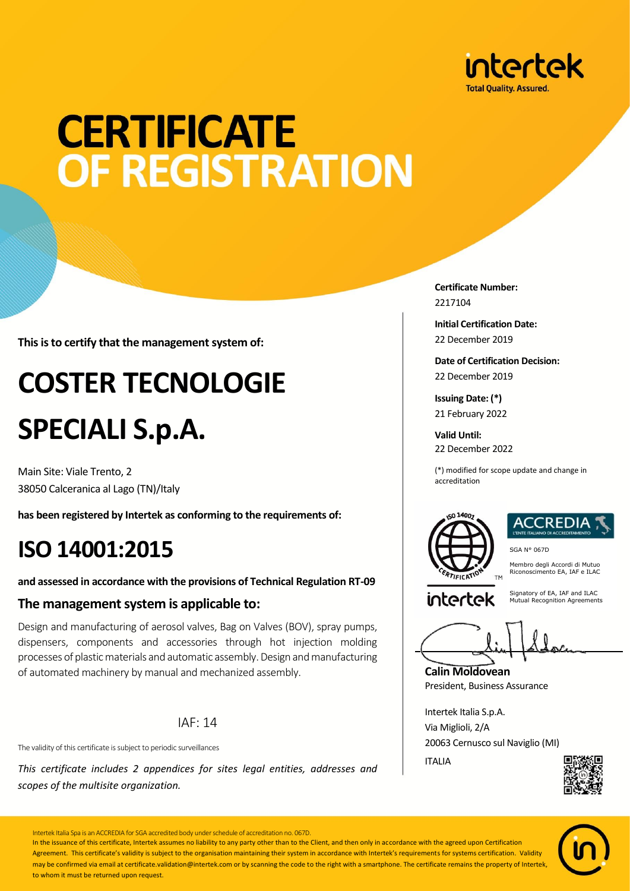intertek
Total Quality. Assured.

# CERTIFICATE OF REGISTRATION

**This is to certify that the management system of:**

# COSTER TECNOLOGIE SPECIALI S.p.A.

Main Site: Viale Trento, 2
38050 Calceranica al Lago (TN)/Italy

**has been registered by Intertek as conforming to the requirements of:**

# ISO 14001:2015

**and assessed in accordance with the provisions of Technical Regulation RT-09**

## The management system is applicable to:

Design and manufacturing of aerosol valves, Bag on Valves (BOV), spray pumps, dispensers, components and accessories through hot injection molding processes of plastic materials and automatic assembly. Design and manufacturing of automated machinery by manual and mechanized assembly.

IAF: 14

The validity of this certificate is subject to periodic surveillances

*This certificate includes 2 appendices for sites legal entities, addresses and scopes of the multisite organization.*

**Certificate Number:**
2217104

**Initial Certification Date:**
22 December 2019

**Date of Certification Decision:**
22 December 2019

**Issuing Date: (*)**
21 February 2022

**Valid Until:**
22 December 2022

(*) modified for scope update and change in accreditation

ISO 14001 CERTIFICATION TM
intertek

ACCREDIA
L'ENTE ITALIANO DI ACCREDITAMENTO

SGA N° 067D

Membro degli Accordi di Mutuo Riconoscimento EA, IAF e ILAC

Signatory of EA, IAF and ILAC Mutual Recognition Agreements

**Calin Moldovean**
President, Business Assurance

Intertek Italia S.p.A.
Via Miglioli, 2/A
20063 Cernusco sul Naviglio (MI)
ITALIA

Intertek Italia Spa is an ACCREDIA for SGA accredited body under schedule of accreditation no. 067D.
In the issuance of this certificate, Intertek assumes no liability to any party other than to the Client, and then only in accordance with the agreed upon Certification Agreement. This certificate's validity is subject to the organisation maintaining their system in accordance with Intertek's requirements for systems certification. Validity may be confirmed via email at certificate.validation@intertek.com or by scanning the code to the right with a smartphone. The certificate remains the property of Intertek, to whom it must be returned upon request.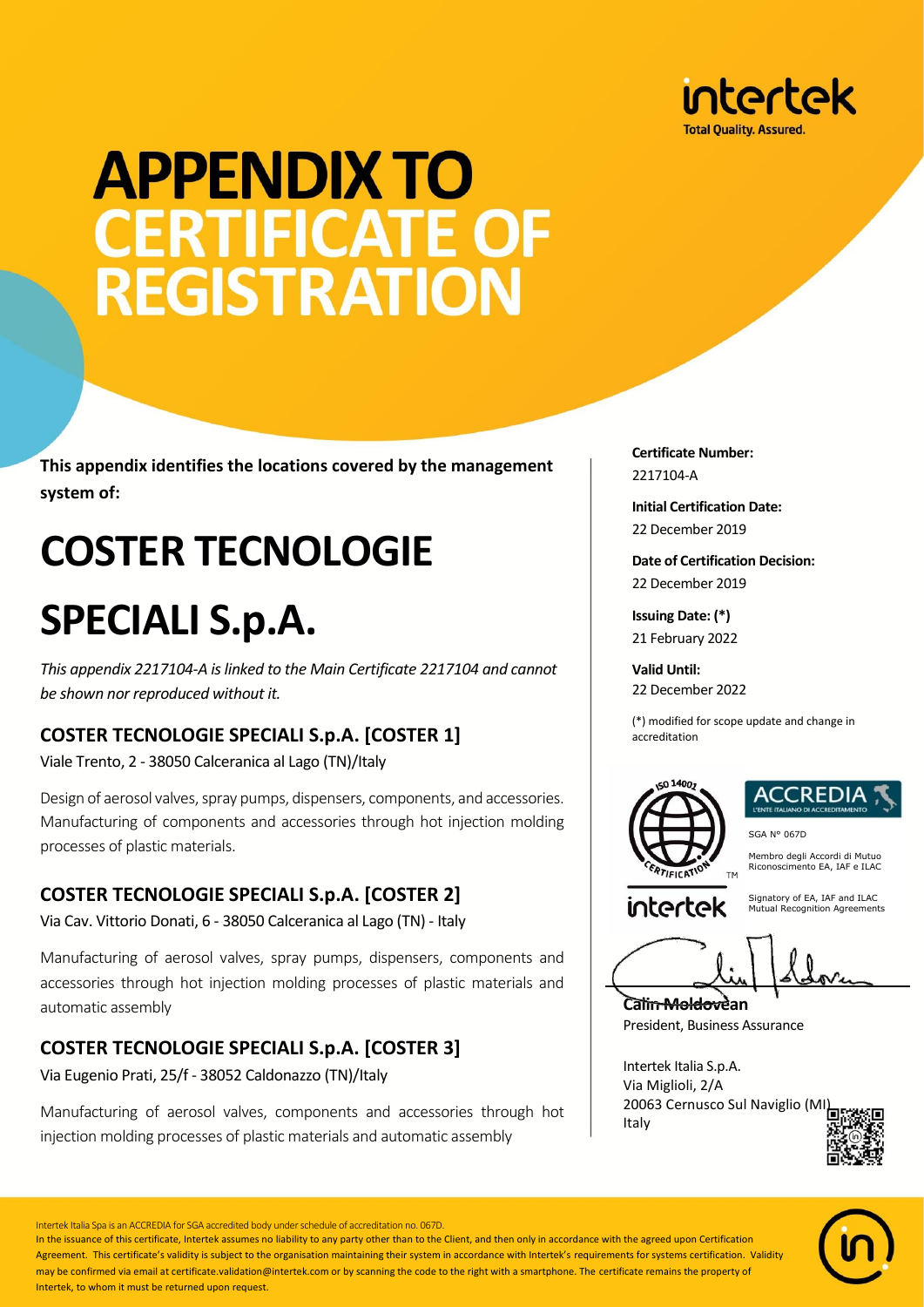# APPENDIX TO CERTIFICATE OF REGISTRATION

**This appendix identifies the locations covered by the management system of:**

# COSTER TECNOLOGIE SPECIALI S.p.A.

*This appendix 2217104-A is linked to the Main Certificate 2217104 and cannot be shown nor reproduced without it.*

## COSTER TECNOLOGIE SPECIALI S.p.A. [COSTER 1]

Viale Trento, 2 - 38050 Calceranica al Lago (TN)/Italy

Design of aerosol valves, spray pumps, dispensers, components, and accessories. Manufacturing of components and accessories through hot injection molding processes of plastic materials.

## COSTER TECNOLOGIE SPECIALI S.p.A. [COSTER 2]

Via Cav. Vittorio Donati, 6 - 38050 Calceranica al Lago (TN) - Italy

Manufacturing of aerosol valves, spray pumps, dispensers, components and accessories through hot injection molding processes of plastic materials and automatic assembly

## COSTER TECNOLOGIE SPECIALI S.p.A. [COSTER 3]

Via Eugenio Prati, 25/f - 38052 Caldonazzo (TN)/Italy

Manufacturing of aerosol valves, components and accessories through hot injection molding processes of plastic materials and automatic assembly

**Certificate Number:**
2217104-A

**Initial Certification Date:**
22 December 2019

**Date of Certification Decision:**
22 December 2019

**Issuing Date: (*)**
21 February 2022

**Valid Until:**
22 December 2022

(*) modified for scope update and change in accreditation

ACCREDIA L'ENTE ITALIANO DI ACCREDITAMENTO

SGA N° 067D

Membro degli Accordi di Mutuo Riconoscimento EA, IAF e ILAC

Signatory of EA, IAF and ILAC Mutual Recognition Agreements

**Calin Moldovean**
President, Business Assurance

Intertek Italia S.p.A.
Via Miglioli, 2/A
20063 Cernusco Sul Naviglio (MI)
Italy

Intertek Italia Spa is an ACCREDIA for SGA accredited body under schedule of accreditation no. 067D.
In the issuance of this certificate, Intertek assumes no liability to any party other than to the Client, and then only in accordance with the agreed upon Certification Agreement. This certificate's validity is subject to the organisation maintaining their system in accordance with Intertek's requirements for systems certification. Validity may be confirmed via email at certificate.validation@intertek.com or by scanning the code to the right with a smartphone. The certificate remains the property of Intertek, to whom it must be returned upon request.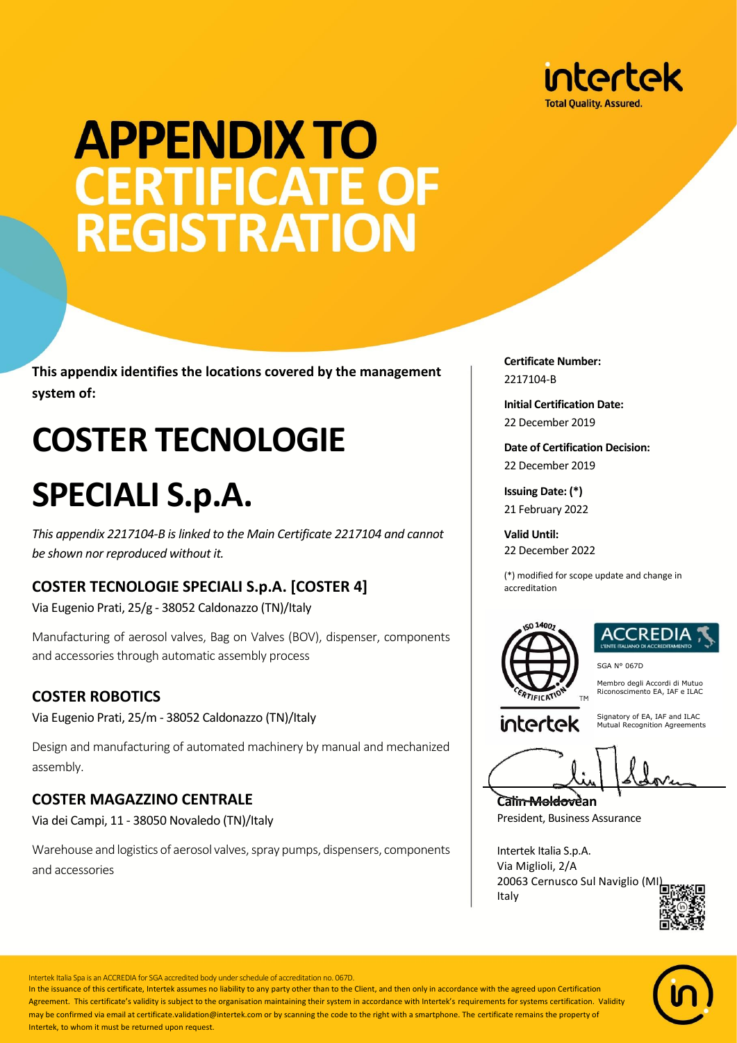# APPENDIX TO CERTIFICATE OF REGISTRATION

**This appendix identifies the locations covered by the management system of:**

# COSTER TECNOLOGIE SPECIALI S.p.A.

*This appendix 2217104-B is linked to the Main Certificate 2217104 and cannot be shown nor reproduced without it.*

### COSTER TECNOLOGIE SPECIALI S.p.A. [COSTER 4]

Via Eugenio Prati, 25/g - 38052 Caldonazzo (TN)/Italy

Manufacturing of aerosol valves, Bag on Valves (BOV), dispenser, components and accessories through automatic assembly process

### COSTER ROBOTICS

Via Eugenio Prati, 25/m - 38052 Caldonazzo (TN)/Italy

Design and manufacturing of automated machinery by manual and mechanized assembly.

### COSTER MAGAZZINO CENTRALE

Via dei Campi, 11 - 38050 Novaledo (TN)/Italy

Warehouse and logistics of aerosol valves, spray pumps, dispensers, components and accessories

**Certificate Number:**
2217104-B

**Initial Certification Date:**
22 December 2019

**Date of Certification Decision:**
22 December 2019

**Issuing Date: (*)**
21 February 2022

**Valid Until:**
22 December 2022

(*) modified for scope update and change in accreditation

ACCREDIA L'ENTE ITALIANO DI ACCREDITAMENTO

SGA N° 067D

Membro degli Accordi di Mutuo Riconoscimento EA, IAF e ILAC

Signatory of EA, IAF and ILAC Mutual Recognition Agreements

**Calin Moldovean**
President, Business Assurance

Intertek Italia S.p.A.
Via Miglioli, 2/A
20063 Cernusco Sul Naviglio (MI)
Italy

Intertek Italia Spa is an ACCREDIA for SGA accredited body under schedule of accreditation no. 067D.
In the issuance of this certificate, Intertek assumes no liability to any party other than to the Client, and then only in accordance with the agreed upon Certification Agreement. This certificate's validity is subject to the organisation maintaining their system in accordance with Intertek's requirements for systems certification. Validity may be confirmed via email at certificate.validation@intertek.com or by scanning the code to the right with a smartphone. The certificate remains the property of Intertek, to whom it must be returned upon request.